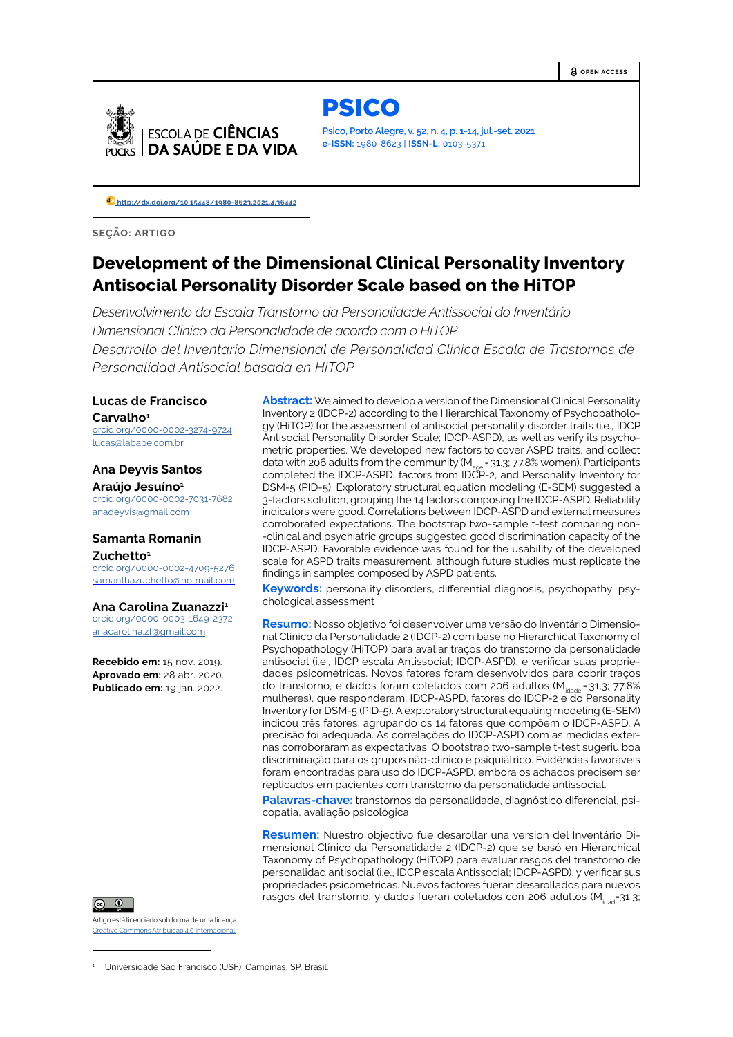SEÇÃO: ARTIGO

# Development of the Dimensional Clinical Personality Inventory Antisocial Personality Disorder Scale based on the HiTOP

*Desenvolvimento da Escala Transtorno da Personalidade Antissocial do Inventário Dimensional Clínico da Personalidade de acordo com o HiTOP*

*Desarrollo del Inventario Dimensional de Personalidad Clínica Escala de Trastornos de Personalidad Antisocial basada en HiTOP*

**Lucas de Francisco Carvalho**[1]
orcid.org/0000-0002-3274-9724
lucas@labape.com.br

**Ana Deyvis Santos Araújo Jesuíno**[1]
orcid.org/0000-0002-7031-7682
anadeyvis@gmail.com

**Samanta Romanin Zuchetto**[1]
orcid.org/0000-0002-4709-5276
samanthazuchetto@hotmail.com

**Ana Carolina Zuanazzi**[1]
orcid.org/0000-0003-1649-2372
anacarolina.zf@gmail.com

**Recebido em:** 15 nov. 2019.
**Aprovado em:** 28 abr. 2020.
**Publicado em:** 19 jan. 2022.

**Abstract:** We aimed to develop a version of the Dimensional Clinical Personality Inventory 2 (IDCP-2) according to the Hierarchical Taxonomy of Psychopathology (HiTOP) for the assessment of antisocial personality disorder traits (i.e., IDCP Antisocial Personality Disorder Scale; IDCP-ASPD), as well as verify its psychometric properties. We developed new factors to cover ASPD traits, and collect data with 206 adults from the community ($M_{age}$ = 31.3; 77.8% women). Participants completed the IDCP-ASPD, factors from IDCP-2, and Personality Inventory for DSM-5 (PID-5). Exploratory structural equation modeling (E-SEM) suggested a 3-factors solution, grouping the 14 factors composing the IDCP-ASPD. Reliability indicators were good. Correlations between IDCP-ASPD and external measures corroborated expectations. The bootstrap two-sample t-test comparing non-clinical and psychiatric groups suggested good discrimination capacity of the IDCP-ASPD. Favorable evidence was found for the usability of the developed scale for ASPD traits measurement, although future studies must replicate the findings in samples composed by ASPD patients.

**Keywords:** personality disorders, differential diagnosis, psychopathy, psychological assessment

**Resumo:** Nosso objetivo foi desenvolver uma versão do Inventário Dimensional Clínico da Personalidade 2 (IDCP-2) com base no Hierarchical Taxonomy of Psychopathology (HiTOP) para avaliar traços do transtorno da personalidade antissocial (i.e., IDCP escala Antissocial; IDCP-ASPD), e verificar suas propriedades psicométricas. Novos fatores foram desenvolvidos para cobrir traços do transtorno, e dados foram coletados com 206 adultos ($M_{idade}$ = 31,3; 77,8% mulheres), que responderam: IDCP-ASPD, fatores do IDCP-2 e do Personality Inventory for DSM-5 (PID-5). A exploratory structural equating modeling (E-SEM) indicou três fatores, agrupando os 14 fatores que compõem o IDCP-ASPD. A precisão foi adequada. As correlações do IDCP-ASPD com as medidas externas corroboraram as expectativas. O bootstrap two-sample t-test sugeriu boa discriminação para os grupos não-clínico e psiquiátrico. Evidências favoráveis foram encontradas para uso do IDCP-ASPD, embora os achados precisem ser replicados em pacientes com transtorno da personalidade antissocial.

**Palavras-chave:** transtornos da personalidade, diagnóstico diferencial, psicopatia, avaliação psicológica

**Resumen:** Nuestro objectivo fue desarollar una version del Inventário Dimensional Clínico da Personalidade 2 (IDCP-2) que se basó en Hierarchical Taxonomy of Psychopathology (HiTOP) para evaluar rasgos del transtorno de personalidad antisocial (i.e., IDCP escala Antisocial; IDCP-ASPD), y verificar sus propriedades psicometricas. Nuevos factores fueran desarollados para nuevos rasgos del transtorno, y dados fueran coletados con 206 adultos ($M_{idad}$=31,3;

Artigo está licenciado sob forma de uma licença Creative Commons Atribuição 4.0 Internacional.

[1] Universidade São Francisco (USF), Campinas, SP, Brasil.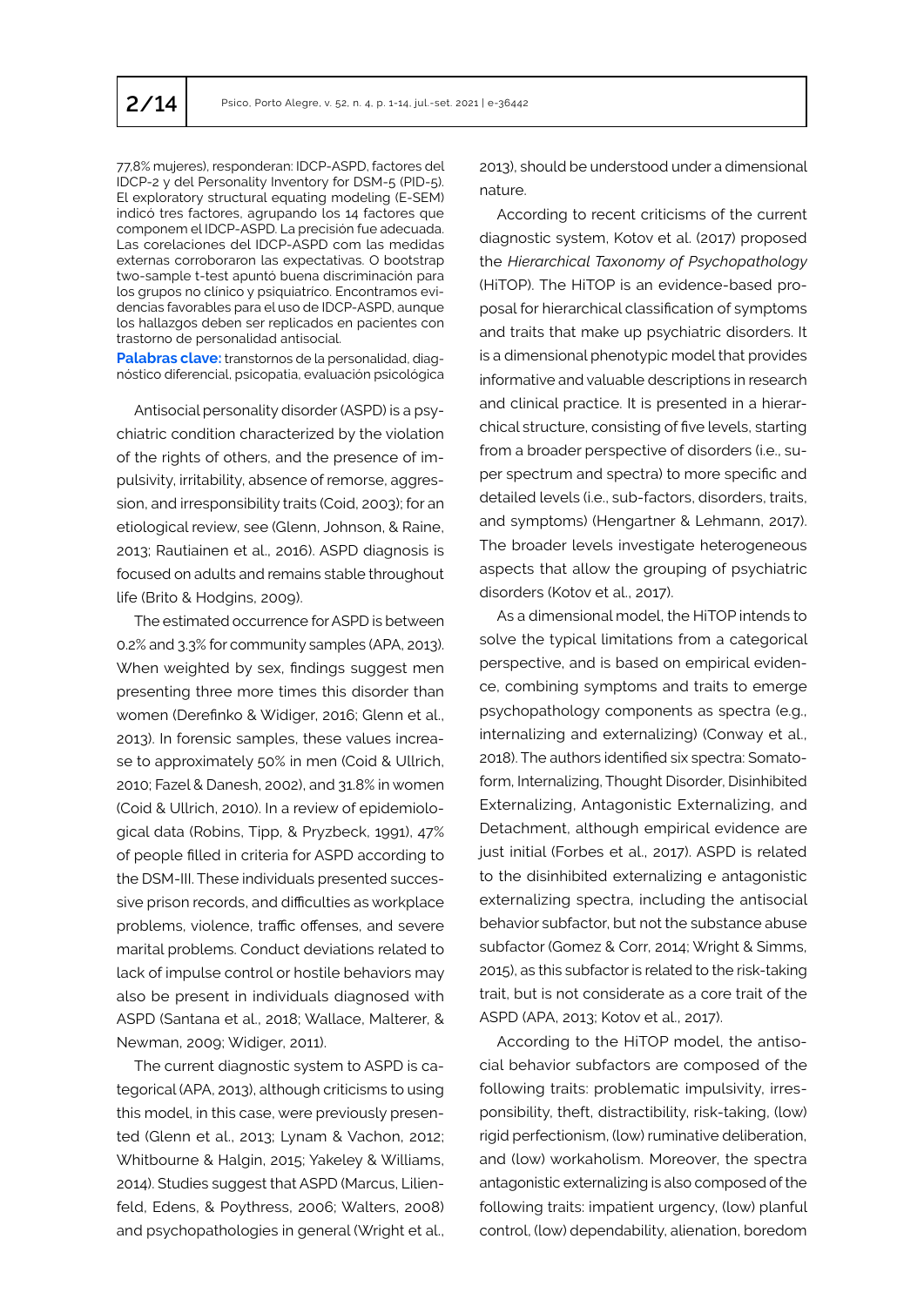77,8% mujeres), responderan: IDCP-ASPD, factores del IDCP-2 y del Personality Inventory for DSM-5 (PID-5). El exploratory structural equating modeling (E-SEM) indicó tres factores, agrupando los 14 factores que componem el IDCP-ASPD. La precisión fue adecuada. Las corelaciones del IDCP-ASPD com las medidas externas corroboraron las expectativas. O bootstrap two-sample t-test apuntó buena discriminación para los grupos no clínico y psiquiatrico. Encontramos evidencias favorables para el uso de IDCP-ASPD, aunque los hallazgos deben ser replicados en pacientes con trastorno de personalidad antisocial.

**Palabras clave:** transtornos de la personalidad, diagnóstico diferencial, psicopatia, evaluación psicológica

Antisocial personality disorder (ASPD) is a psychiatric condition characterized by the violation of the rights of others, and the presence of impulsivity, irritability, absence of remorse, aggression, and irresponsibility traits (Coid, 2003); for an etiological review, see (Glenn, Johnson, & Raine, 2013; Rautiainen et al., 2016). ASPD diagnosis is focused on adults and remains stable throughout life (Brito & Hodgins, 2009).

The estimated occurrence for ASPD is between 0.2% and 3.3% for community samples (APA, 2013). When weighted by sex, findings suggest men presenting three more times this disorder than women (Derefinko & Widiger, 2016; Glenn et al., 2013). In forensic samples, these values increase to approximately 50% in men (Coid & Ullrich, 2010; Fazel & Danesh, 2002), and 31.8% in women (Coid & Ullrich, 2010). In a review of epidemiological data (Robins, Tipp, & Pryzbeck, 1991), 47% of people filled in criteria for ASPD according to the DSM-III. These individuals presented successive prison records, and difficulties as workplace problems, violence, traffic offenses, and severe marital problems. Conduct deviations related to lack of impulse control or hostile behaviors may also be present in individuals diagnosed with ASPD (Santana et al., 2018; Wallace, Malterer, & Newman, 2009; Widiger, 2011).

The current diagnostic system to ASPD is categorical (APA, 2013), although criticisms to using this model, in this case, were previously presented (Glenn et al., 2013; Lynam & Vachon, 2012; Whitbourne & Halgin, 2015; Yakeley & Williams, 2014). Studies suggest that ASPD (Marcus, Lilienfeld, Edens, & Poythress, 2006; Walters, 2008) and psychopathologies in general (Wright et al., 2013), should be understood under a dimensional nature.

According to recent criticisms of the current diagnostic system, Kotov et al. (2017) proposed the *Hierarchical Taxonomy of Psychopathology* (HiTOP). The HiTOP is an evidence-based proposal for hierarchical classification of symptoms and traits that make up psychiatric disorders. It is a dimensional phenotypic model that provides informative and valuable descriptions in research and clinical practice. It is presented in a hierarchical structure, consisting of five levels, starting from a broader perspective of disorders (i.e., super spectrum and spectra) to more specific and detailed levels (i.e., sub-factors, disorders, traits, and symptoms) (Hengartner & Lehmann, 2017). The broader levels investigate heterogeneous aspects that allow the grouping of psychiatric disorders (Kotov et al., 2017).

As a dimensional model, the HiTOP intends to solve the typical limitations from a categorical perspective, and is based on empirical evidence, combining symptoms and traits to emerge psychopathology components as spectra (e.g., internalizing and externalizing) (Conway et al., 2018). The authors identified six spectra: Somatoform, Internalizing, Thought Disorder, Disinhibited Externalizing, Antagonistic Externalizing, and Detachment, although empirical evidence are just initial (Forbes et al., 2017). ASPD is related to the disinhibited externalizing e antagonistic externalizing spectra, including the antisocial behavior subfactor, but not the substance abuse subfactor (Gomez & Corr, 2014; Wright & Simms, 2015), as this subfactor is related to the risk-taking trait, but is not considerate as a core trait of the ASPD (APA, 2013; Kotov et al., 2017).

According to the HiTOP model, the antisocial behavior subfactors are composed of the following traits: problematic impulsivity, irresponsibility, theft, distractibility, risk-taking, (low) rigid perfectionism, (low) ruminative deliberation, and (low) workaholism. Moreover, the spectra antagonistic externalizing is also composed of the following traits: impatient urgency, (low) planful control, (low) dependability, alienation, boredom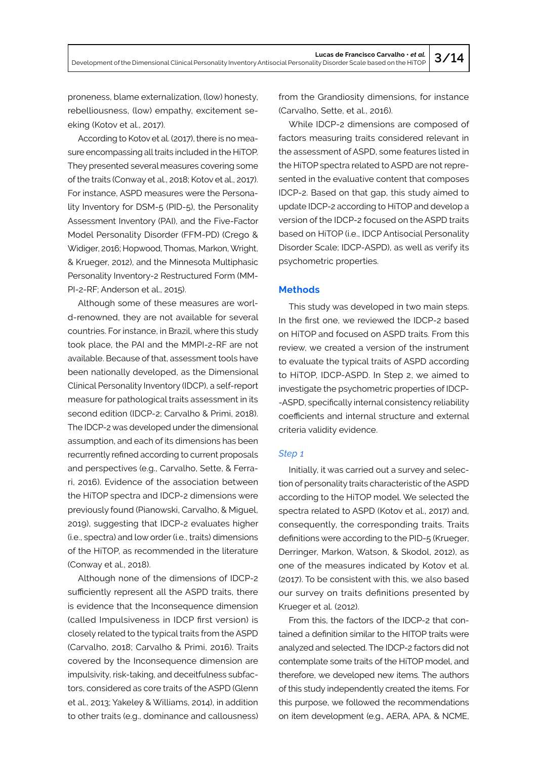proneness, blame externalization, (low) honesty, rebelliousness, (low) empathy, excitement seeking (Kotov et al., 2017).

According to Kotov et al. (2017), there is no measure encompassing all traits included in the HiTOP. They presented several measures covering some of the traits (Conway et al., 2018; Kotov et al., 2017). For instance, ASPD measures were the Personality Inventory for DSM-5 (PID-5), the Personality Assessment Inventory (PAI), and the Five-Factor Model Personality Disorder (FFM-PD) (Crego & Widiger, 2016; Hopwood, Thomas, Markon, Wright, & Krueger, 2012), and the Minnesota Multiphasic Personality Inventory-2 Restructured Form (MMPI-2-RF; Anderson et al., 2015).

Although some of these measures are world-renowned, they are not available for several countries. For instance, in Brazil, where this study took place, the PAI and the MMPI-2-RF are not available. Because of that, assessment tools have been nationally developed, as the Dimensional Clinical Personality Inventory (IDCP), a self-report measure for pathological traits assessment in its second edition (IDCP-2; Carvalho & Primi, 2018). The IDCP-2 was developed under the dimensional assumption, and each of its dimensions has been recurrently refined according to current proposals and perspectives (e.g., Carvalho, Sette, & Ferrari, 2016). Evidence of the association between the HiTOP spectra and IDCP-2 dimensions were previously found (Pianowski, Carvalho, & Miguel, 2019), suggesting that IDCP-2 evaluates higher (i.e., spectra) and low order (i.e., traits) dimensions of the HiTOP, as recommended in the literature (Conway et al., 2018).

Although none of the dimensions of IDCP-2 sufficiently represent all the ASPD traits, there is evidence that the Inconsequence dimension (called Impulsiveness in IDCP first version) is closely related to the typical traits from the ASPD (Carvalho, 2018; Carvalho & Primi, 2016). Traits covered by the Inconsequence dimension are impulsivity, risk-taking, and deceitfulness subfactors, considered as core traits of the ASPD (Glenn et al., 2013; Yakeley & Williams, 2014), in addition to other traits (e.g., dominance and callousness) from the Grandiosity dimensions, for instance (Carvalho, Sette, et al., 2016).

While IDCP-2 dimensions are composed of factors measuring traits considered relevant in the assessment of ASPD, some features listed in the HiTOP spectra related to ASPD are not represented in the evaluative content that composes IDCP-2. Based on that gap, this study aimed to update IDCP-2 according to HiTOP and develop a version of the IDCP-2 focused on the ASPD traits based on HiTOP (i.e., IDCP Antisocial Personality Disorder Scale; IDCP-ASPD), as well as verify its psychometric properties.

## Methods

This study was developed in two main steps. In the first one, we reviewed the IDCP-2 based on HiTOP and focused on ASPD traits. From this review, we created a version of the instrument to evaluate the typical traits of ASPD according to HiTOP, IDCP-ASPD. In Step 2, we aimed to investigate the psychometric properties of IDCP-ASPD, specifically internal consistency reliability coefficients and internal structure and external criteria validity evidence.

### *Step 1*

Initially, it was carried out a survey and selection of personality traits characteristic of the ASPD according to the HiTOP model. We selected the spectra related to ASPD (Kotov et al., 2017) and, consequently, the corresponding traits. Traits definitions were according to the PID-5 (Krueger, Derringer, Markon, Watson, & Skodol, 2012), as one of the measures indicated by Kotov et al. (2017). To be consistent with this, we also based our survey on traits definitions presented by Krueger et al. (2012).

From this, the factors of the IDCP-2 that contained a definition similar to the HITOP traits were analyzed and selected. The IDCP-2 factors did not contemplate some traits of the HiTOP model, and therefore, we developed new items. The authors of this study independently created the items. For this purpose, we followed the recommendations on item development (e.g., AERA, APA, & NCME,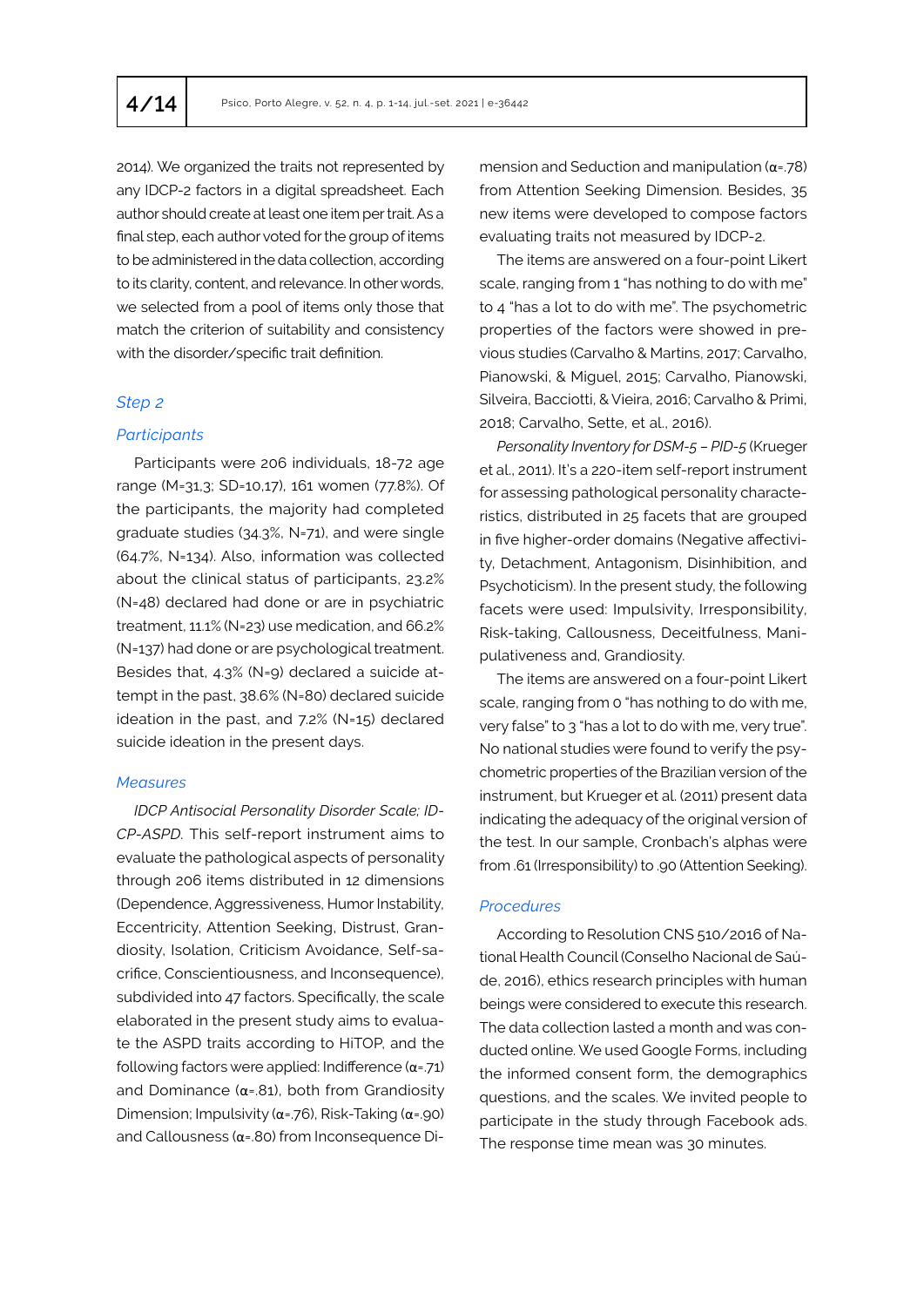2014). We organized the traits not represented by any IDCP-2 factors in a digital spreadsheet. Each author should create at least one item per trait. As a final step, each author voted for the group of items to be administered in the data collection, according to its clarity, content, and relevance. In other words, we selected from a pool of items only those that match the criterion of suitability and consistency with the disorder/specific trait definition.

### *Step 2*

#### *Participants*

Participants were 206 individuals, 18-72 age range (M=31,3; SD=10,17), 161 women (77.8%). Of the participants, the majority had completed graduate studies (34.3%, N=71), and were single (64.7%, N=134). Also, information was collected about the clinical status of participants, 23.2% (N=48) declared had done or are in psychiatric treatment, 11.1% (N=23) use medication, and 66.2% (N=137) had done or are psychological treatment. Besides that, 4.3% (N=9) declared a suicide attempt in the past, 38.6% (N=80) declared suicide ideation in the past, and 7.2% (N=15) declared suicide ideation in the present days.

#### *Measures*

*IDCP Antisocial Personality Disorder Scale; IDCP-ASPD*. This self-report instrument aims to evaluate the pathological aspects of personality through 206 items distributed in 12 dimensions (Dependence, Aggressiveness, Humor Instability, Eccentricity, Attention Seeking, Distrust, Grandiosity, Isolation, Criticism Avoidance, Self-sacrifice, Conscientiousness, and Inconsequence), subdivided into 47 factors. Specifically, the scale elaborated in the present study aims to evaluate the ASPD traits according to HiTOP, and the following factors were applied: Indifference (α=.71) and Dominance (α=.81), both from Grandiosity Dimension; Impulsivity (α=.76), Risk-Taking (α=.90) and Callousness (α=.80) from Inconsequence Dimension and Seduction and manipulation (α=.78) from Attention Seeking Dimension. Besides, 35 new items were developed to compose factors evaluating traits not measured by IDCP-2.

The items are answered on a four-point Likert scale, ranging from 1 "has nothing to do with me" to 4 "has a lot to do with me". The psychometric properties of the factors were showed in previous studies (Carvalho & Martins, 2017; Carvalho, Pianowski, & Miguel, 2015; Carvalho, Pianowski, Silveira, Bacciotti, & Vieira, 2016; Carvalho & Primi, 2018; Carvalho, Sette, et al., 2016).

*Personality Inventory for DSM-5 – PID-5* (Krueger et al., 2011). It's a 220-item self-report instrument for assessing pathological personality characteristics, distributed in 25 facets that are grouped in five higher-order domains (Negative affectivity, Detachment, Antagonism, Disinhibition, and Psychoticism). In the present study, the following facets were used: Impulsivity, Irresponsibility, Risk-taking, Callousness, Deceitfulness, Manipulativeness and, Grandiosity.

The items are answered on a four-point Likert scale, ranging from 0 "has nothing to do with me, very false" to 3 "has a lot to do with me, very true". No national studies were found to verify the psychometric properties of the Brazilian version of the instrument, but Krueger et al. (2011) present data indicating the adequacy of the original version of the test. In our sample, Cronbach's alphas were from .61 (Irresponsibility) to .90 (Attention Seeking).

#### *Procedures*

According to Resolution CNS 510/2016 of National Health Council (Conselho Nacional de Saúde, 2016), ethics research principles with human beings were considered to execute this research. The data collection lasted a month and was conducted online. We used Google Forms, including the informed consent form, the demographics questions, and the scales. We invited people to participate in the study through Facebook ads. The response time mean was 30 minutes.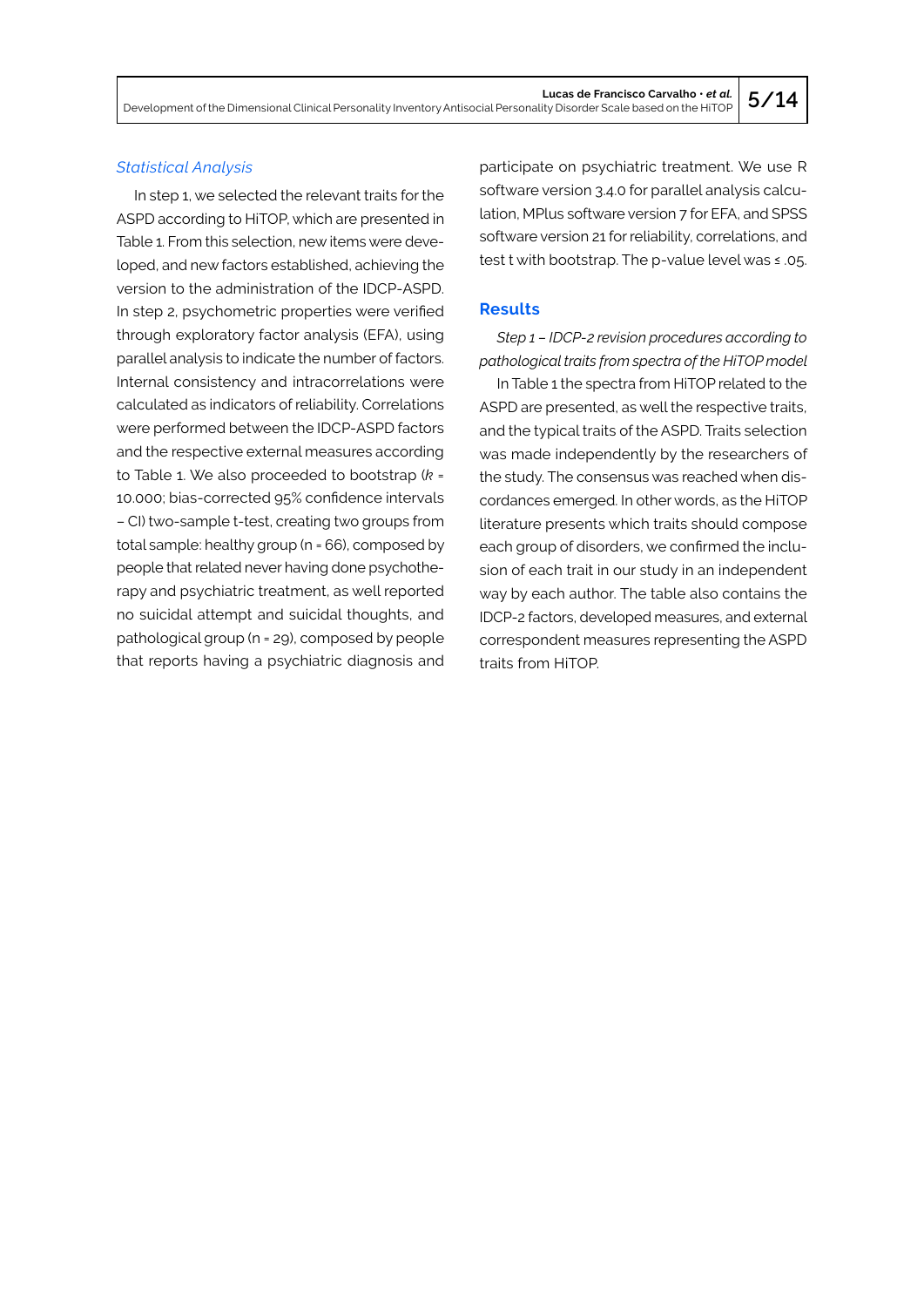### *Statistical Analysis*

In step 1, we selected the relevant traits for the ASPD according to HiTOP, which are presented in Table 1. From this selection, new items were developed, and new factors established, achieving the version to the administration of the IDCP-ASPD. In step 2, psychometric properties were verified through exploratory factor analysis (EFA), using parallel analysis to indicate the number of factors. Internal consistency and intracorrelations were calculated as indicators of reliability. Correlations were performed between the IDCP-ASPD factors and the respective external measures according to Table 1. We also proceeded to bootstrap ($k$ = 10.000; bias-corrected 95% confidence intervals – CI) two-sample t-test, creating two groups from total sample: healthy group (n = 66), composed by people that related never having done psychotherapy and psychiatric treatment, as well reported no suicidal attempt and suicidal thoughts, and pathological group (n = 29), composed by people that reports having a psychiatric diagnosis and participate on psychiatric treatment. We use R software version 3.4.0 for parallel analysis calculation, MPlus software version 7 for EFA, and SPSS software version 21 for reliability, correlations, and test t with bootstrap. The p-value level was ≤ .05.

## Results

*Step 1 – IDCP-2 revision procedures according to pathological traits from spectra of the HiTOP model*

In Table 1 the spectra from HiTOP related to the ASPD are presented, as well the respective traits, and the typical traits of the ASPD. Traits selection was made independently by the researchers of the study. The consensus was reached when discordances emerged. In other words, as the HiTOP literature presents which traits should compose each group of disorders, we confirmed the inclusion of each trait in our study in an independent way by each author. The table also contains the IDCP-2 factors, developed measures, and external correspondent measures representing the ASPD traits from HiTOP.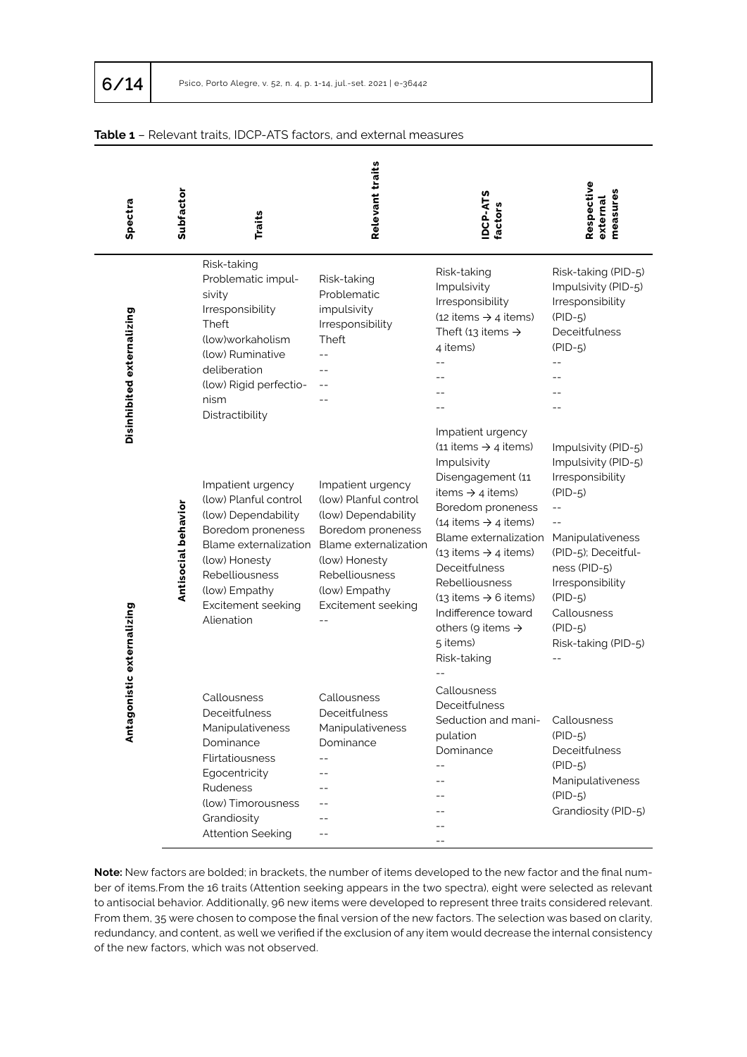**Table 1** – Relevant traits, IDCP-ATS factors, and external measures

| Spectra | Subfactor | Traits | Relevant traits | IDCP-ATS factors | Respective external measures |
|---|---|---|---|---|---|
| Disinhibited externalizing | | Risk-taking<br>Problematic impulsivity<br>Irresponsibility<br>Theft<br>(low)workaholism<br>(low) Ruminative deliberation<br>(low) Rigid perfectionism<br>Distractibility | Risk-taking<br>Problematic impulsivity<br>Irresponsibility<br>Theft<br>--<br>--<br>--<br>-- | Risk-taking<br>Impulsivity<br>Irresponsibility (12 items → 4 items)<br>Theft (13 items → 4 items)<br>--<br>--<br>--<br>-- | Risk-taking (PID-5)<br>Impulsivity (PID-5)<br>Irresponsibility (PID-5)<br>Deceitfulness (PID-5)<br>--<br>--<br>--<br>-- |
| Antagonistic externalizing | Antisocial behavior | Impatient urgency<br>(low) Planful control<br>(low) Dependability<br>Boredom proneness<br>Blame externalization<br>(low) Honesty<br>Rebelliousness<br>(low) Empathy<br>Excitement seeking<br>Alienation | Impatient urgency<br>(low) Planful control<br>(low) Dependability<br>Boredom proneness<br>Blame externalization<br>(low) Honesty<br>Rebelliousness<br>(low) Empathy<br>Excitement seeking<br>-- | Impatient urgency (11 items → 4 items)<br>Impulsivity<br>Disengagement (11 items → 4 items)<br>Boredom proneness (14 items → 4 items)<br>Blame externalization (13 items → 4 items)<br>Deceitfulness<br>Rebelliousness (13 items → 6 items)<br>Indifference toward others (9 items → 5 items)<br>Risk-taking<br>-- | Impulsivity (PID-5)<br>Impulsivity (PID-5)<br>Irresponsibility (PID-5)<br>--<br>--<br>Manipulativeness (PID-5); Deceitfulness (PID-5)<br>Irresponsibility (PID-5)<br>Callousness (PID-5)<br>Risk-taking (PID-5)<br>-- |
| | | Callousness<br>Deceitfulness<br>Manipulativeness<br>Dominance<br>Flirtatiousness<br>Egocentricity<br>Rudeness<br>(low) Timorousness<br>Grandiosity<br>Attention Seeking | Callousness<br>Deceitfulness<br>Manipulativeness<br>Dominance<br>--<br>--<br>--<br>--<br>--<br>-- | Callousness<br>Deceitfulness<br>Seduction and manipulation<br>Dominance<br>--<br>--<br>--<br>--<br>--<br>-- | Callousness (PID-5)<br>Deceitfulness (PID-5)<br>Manipulativeness (PID-5)<br>Grandiosity (PID-5) |

**Note:** New factors are bolded; in brackets, the number of items developed to the new factor and the final number of items.From the 16 traits (Attention seeking appears in the two spectra), eight were selected as relevant to antisocial behavior. Additionally, 96 new items were developed to represent three traits considered relevant. From them, 35 were chosen to compose the final version of the new factors. The selection was based on clarity, redundancy, and content, as well we verified if the exclusion of any item would decrease the internal consistency of the new factors, which was not observed.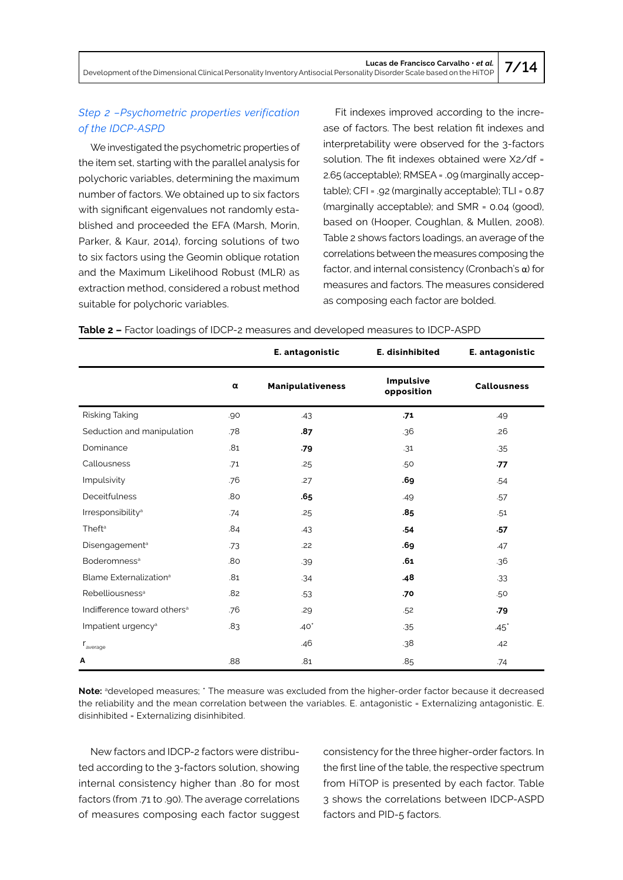### *Step 2 –Psychometric properties verification of the IDCP-ASPD*

We investigated the psychometric properties of the item set, starting with the parallel analysis for polychoric variables, determining the maximum number of factors. We obtained up to six factors with significant eigenvalues not randomly established and proceeded the EFA (Marsh, Morin, Parker, & Kaur, 2014), forcing solutions of two to six factors using the Geomin oblique rotation and the Maximum Likelihood Robust (MLR) as extraction method, considered a robust method suitable for polychoric variables.

Fit indexes improved according to the increase of factors. The best relation fit indexes and interpretability were observed for the 3-factors solution. The fit indexes obtained were X2/df = 2.65 (acceptable); RMSEA = .09 (marginally acceptable); CFI = .92 (marginally acceptable); TLI = 0.87 (marginally acceptable); and SMR = 0.04 (good), based on (Hooper, Coughlan, & Mullen, 2008). Table 2 shows factors loadings, an average of the correlations between the measures composing the factor, and internal consistency (Cronbach's α) for measures and factors. The measures considered as composing each factor are bolded.

**Table 2 –** Factor loadings of IDCP-2 measures and developed measures to IDCP-ASPD

| | | **E. antagonistic** | **E. disinhibited** | **E. antagonistic** |
|---|---|---|---|---|
| | **α** | **Manipulativeness** | **Impulsive opposition** | **Callousness** |
| Risking Taking | .90 | .43 | **.71** | .49 |
| Seduction and manipulation | .78 | **.87** | .36 | .26 |
| Dominance | .81 | **.79** | .31 | .35 |
| Callousness | .71 | .25 | .50 | **.77** |
| Impulsivity | .76 | .27 | **.69** | .54 |
| Deceitfulness | .80 | **.65** | .49 | .57 |
| Irresponsibility[a] | .74 | .25 | **.85** | .51 |
| Theft[a] | .84 | .43 | **.54** | **.57** |
| Disengagement[a] | .73 | .22 | **.69** | .47 |
| Boderomness[a] | .80 | .39 | **.61** | .36 |
| Blame Externalization[a] | .81 | .34 | **.48** | .33 |
| Rebelliousness[a] | .82 | .53 | **.70** | .50 |
| Indifference toward others[a] | .76 | .29 | .52 | **.79** |
| Impatient urgency[a] | .83 | .40* | .35 | .45* |
| $r_{average}$ | | .46 | .38 | .42 |
| **Α** | .88 | .81 | .85 | .74 |

**Note:** [a]developed measures; * The measure was excluded from the higher-order factor because it decreased the reliability and the mean correlation between the variables. E. antagonistic = Externalizing antagonistic. E. disinhibited = Externalizing disinhibited.

New factors and IDCP-2 factors were distributed according to the 3-factors solution, showing internal consistency higher than .80 for most factors (from .71 to .90). The average correlations of measures composing each factor suggest consistency for the three higher-order factors. In the first line of the table, the respective spectrum from HiTOP is presented by each factor. Table 3 shows the correlations between IDCP-ASPD factors and PID-5 factors.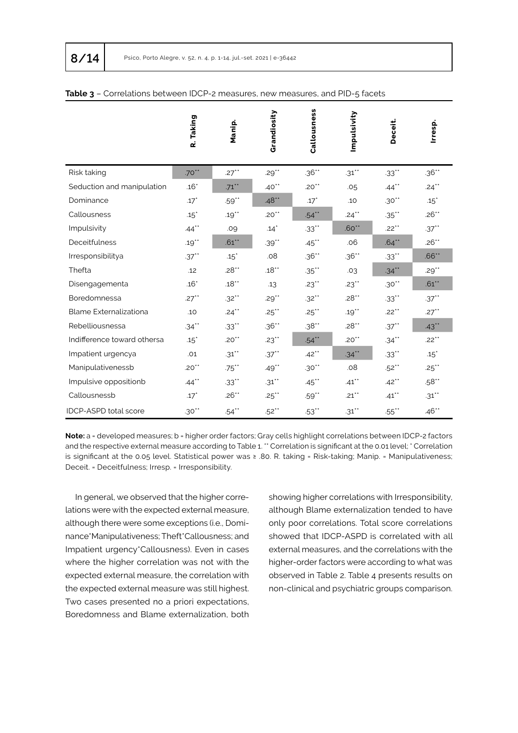**Table 3** – Correlations between IDCP-2 measures, new measures, and PID-5 facets

| | R. Taking | Manip. | Grandiosity | Callousness | Impulsivity | Deceit. | Irresp. |
|---|---|---|---|---|---|---|---|
| Risk taking | .70** | .27** | .29** | .36** | .31** | .33** | .36** |
| Seduction and manipulation | .16* | .71** | .40** | .20** | .05 | .44** | .24** |
| Dominance | .17* | .59** | .48** | .17* | .10 | .30** | .15* |
| Callousness | .15* | .19** | .20** | .54** | .24** | .35** | .26** |
| Impulsivity | .44** | .09 | .14* | .33** | .60** | .22** | .37** |
| Deceitfulness | .19** | .61** | .39** | .45** | .06 | .64** | .26** |
| Irresponsibilitya | .37** | .15* | .08 | .36** | .36** | .33** | .66** |
| Thefta | .12 | .28** | .18** | .35** | .03 | .34** | .29** |
| Disengagementa | .16* | .18** | .13 | .23** | .23** | .30** | .61** |
| Boredomnessa | .27** | .32** | .29** | .32** | .28** | .33** | .37** |
| Blame Externalizationa | .10 | .24** | .25** | .25** | .19** | .22** | .27** |
| Rebelliousnessa | .34** | .33** | .36** | .38** | .28** | .37** | .43** |
| Indifference toward othersa | .15* | .20** | .23** | .54** | .20** | .34** | .22** |
| Impatient urgencya | .01 | .31** | .37** | .42** | .34** | .33** | .15* |
| Manipulativenessb | .20** | .75** | .49** | .30** | .08 | .52** | .25** |
| Impulsive oppositionb | .44** | .33** | .31** | .45** | .41** | .42** | .58** |
| Callousnessb | .17* | .26** | .25** | .59** | .21** | .41** | .31** |
| IDCP-ASPD total score | .30** | .54** | .52** | .53** | .31** | .55** | .46** |

**Note:** a = developed measures; b = higher order factors; Gray cells highlight correlations between IDCP-2 factors and the respective external measure according to Table 1. ** Correlation is significant at the 0.01 level; * Correlation is significant at the 0.05 level. Statistical power was ≥ .80. R. taking = Risk-taking; Manip. = Manipulativeness; Deceit. = Deceitfulness; Irresp. = Irresponsibility.

In general, we observed that the higher correlations were with the expected external measure, although there were some exceptions (i.e., Dominance*Manipulativeness; Theft*Callousness; and Impatient urgency*Callousness). Even in cases where the higher correlation was not with the expected external measure, the correlation with the expected external measure was still highest. Two cases presented no a priori expectations, Boredomness and Blame externalization, both showing higher correlations with Irresponsibility, although Blame externalization tended to have only poor correlations. Total score correlations showed that IDCP-ASPD is correlated with all external measures, and the correlations with the higher-order factors were according to what was observed in Table 2. Table 4 presents results on non-clinical and psychiatric groups comparison.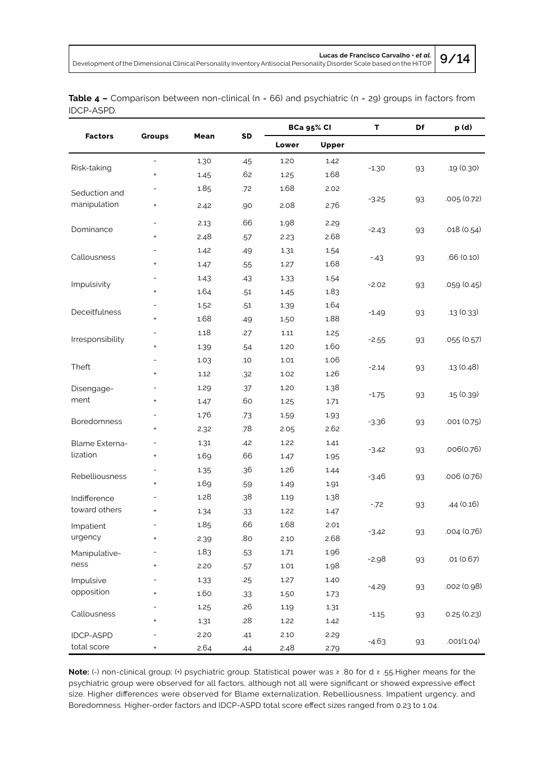**Table 4 –** Comparison between non-clinical (n = 66) and psychiatric (n = 29) groups in factors from IDCP-ASPD.

| Factors | Groups | Mean | SD | BCa 95% CI | | T | Df | p (d) |
|---|---|---|---|---|---|---|---|---|
| | | | | Lower | Upper | | | |
| Risk-taking | - | 1.30 | .45 | 1.20 | 1.42 | -1.30 | 93 | .19 (0.30) |
| | + | 1.45 | .62 | 1.25 | 1.68 | | | |
| Seduction and manipulation | - | 1.85 | .72 | 1.68 | 2.02 | -3.25 | 93 | .005 (0.72) |
| | + | 2.42 | .90 | 2.08 | 2.76 | | | |
| Dominance | - | 2.13 | .66 | 1.98 | 2.29 | -2.43 | 93 | .018 (0.54) |
| | + | 2.48 | .57 | 2.23 | 2.68 | | | |
| Callousness | - | 1.42 | .49 | 1.31 | 1.54 | -.43 | 93 | .66 (0.10) |
| | + | 1.47 | .55 | 1.27 | 1.68 | | | |
| Impulsivity | - | 1.43 | .43 | 1.33 | 1.54 | -2.02 | 93 | .059 (0.45) |
| | + | 1.64 | .51 | 1.45 | 1.83 | | | |
| Deceitfulness | - | 1.52 | .51 | 1.39 | 1.64 | -1.49 | 93 | .13 (0.33) |
| | + | 1.68 | .49 | 1.50 | 1.88 | | | |
| Irresponsibility | - | 1.18 | .27 | 1.11 | 1.25 | -2.55 | 93 | .055 (0.57) |
| | + | 1.39 | .54 | 1.20 | 1.60 | | | |
| Theft | - | 1.03 | .10 | 1.01 | 1.06 | -2.14 | 93 | .13 (0.48) |
| | + | 1.12 | .32 | 1.02 | 1.26 | | | |
| Disengagement | - | 1.29 | .37 | 1.20 | 1.38 | -1.75 | 93 | .15 (0.39) |
| | + | 1.47 | .60 | 1.25 | 1.71 | | | |
| Boredomness | - | 1.76 | .73 | 1.59 | 1.93 | -3.36 | 93 | .001 (0.75) |
| | + | 2.32 | .78 | 2.05 | 2.62 | | | |
| Blame Externalization | - | 1.31 | .42 | 1.22 | 1.41 | -3.42 | 93 | .006(0.76) |
| | + | 1.69 | .66 | 1.47 | 1.95 | | | |
| Rebelliousness | - | 1.35 | .36 | 1.26 | 1.44 | -3.46 | 93 | .006 (0.76) |
| | + | 1.69 | .59 | 1.49 | 1.91 | | | |
| Indifference toward others | - | 1.28 | .38 | 1.19 | 1.38 | -.72 | 93 | .44 (0.16) |
| | + | 1.34 | .33 | 1.22 | 1.47 | | | |
| Impatient urgency | - | 1.85 | .66 | 1.68 | 2.01 | -3.42 | 93 | .004 (0.76) |
| | + | 2.39 | .80 | 2.10 | 2.68 | | | |
| Manipulativeness | - | 1.83 | .53 | 1.71 | 1.96 | -2.98 | 93 | .01 (0.67) |
| | + | 2.20 | .57 | 1.01 | 1.98 | | | |
| Impulsive opposition | - | 1.33 | .25 | 1.27 | 1.40 | -4.29 | 93 | .002 (0.98) |
| | + | 1.60 | .33 | 1.50 | 1.73 | | | |
| Callousness | - | 1.25 | .26 | 1.19 | 1.31 | -1.15 | 93 | 0.25 (0.23) |
| | + | 1.31 | .28 | 1.22 | 1.42 | | | |
| IDCP-ASPD total score | - | 2.20 | .41 | 2.10 | 2.29 | -4.63 | 93 | .001(1.04) |
| | + | 2.64 | .44 | 2.48 | 2.79 | | | |

**Note:** (-) non-clinical group; (+) psychiatric group. Statistical power was ≥ .80 for d ≥ .55.Higher means for the psychiatric group were observed for all factors, although not all were significant or showed expressive effect size. Higher differences were observed for Blame externalization, Rebelliousness, Impatient urgency, and Boredomness. Higher-order factors and IDCP-ASPD total score effect sizes ranged from 0.23 to 1.04.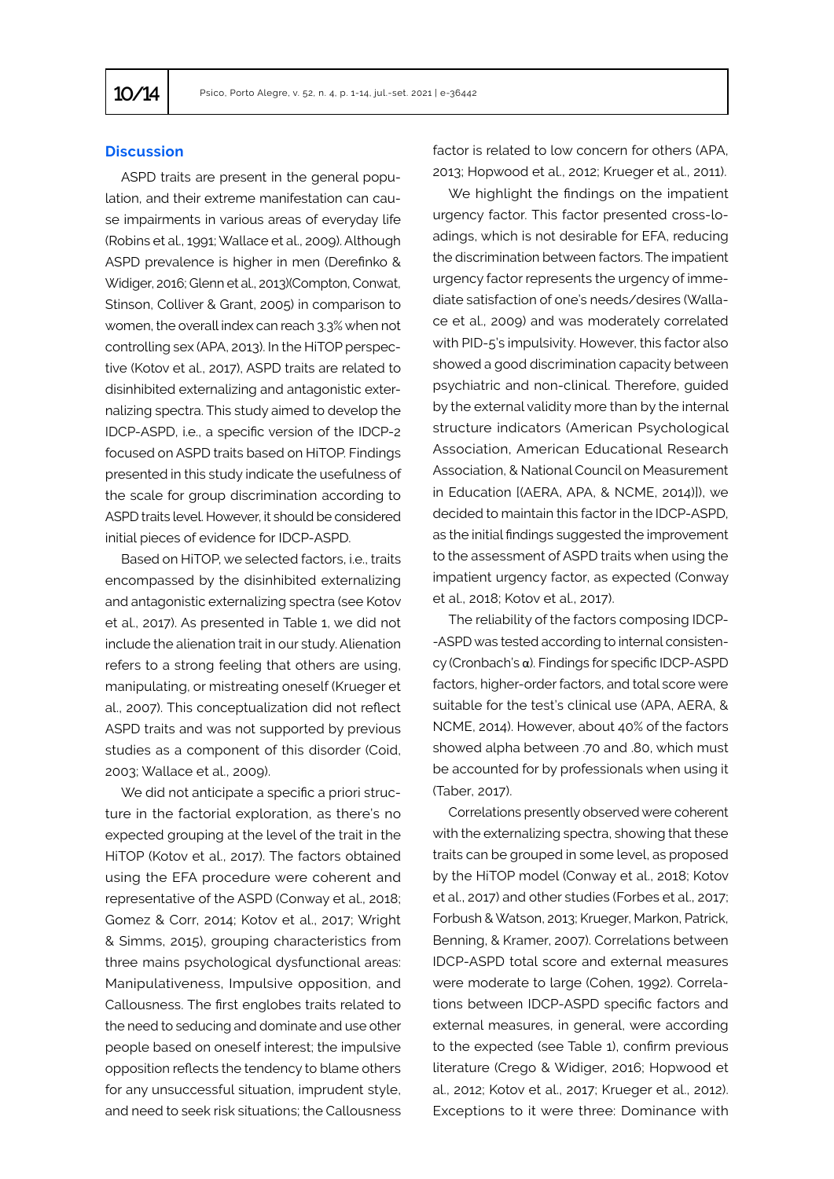## Discussion

ASPD traits are present in the general population, and their extreme manifestation can cause impairments in various areas of everyday life (Robins et al., 1991; Wallace et al., 2009). Although ASPD prevalence is higher in men (Derefinko & Widiger, 2016; Glenn et al., 2013)(Compton, Conwat, Stinson, Colliver & Grant, 2005) in comparison to women, the overall index can reach 3.3% when not controlling sex (APA, 2013). In the HiTOP perspective (Kotov et al., 2017), ASPD traits are related to disinhibited externalizing and antagonistic externalizing spectra. This study aimed to develop the IDCP-ASPD, i.e., a specific version of the IDCP-2 focused on ASPD traits based on HiTOP. Findings presented in this study indicate the usefulness of the scale for group discrimination according to ASPD traits level. However, it should be considered initial pieces of evidence for IDCP-ASPD.

Based on HiTOP, we selected factors, i.e., traits encompassed by the disinhibited externalizing and antagonistic externalizing spectra (see Kotov et al., 2017). As presented in Table 1, we did not include the alienation trait in our study. Alienation refers to a strong feeling that others are using, manipulating, or mistreating oneself (Krueger et al., 2007). This conceptualization did not reflect ASPD traits and was not supported by previous studies as a component of this disorder (Coid, 2003; Wallace et al., 2009).

We did not anticipate a specific a priori structure in the factorial exploration, as there's no expected grouping at the level of the trait in the HiTOP (Kotov et al., 2017). The factors obtained using the EFA procedure were coherent and representative of the ASPD (Conway et al., 2018; Gomez & Corr, 2014; Kotov et al., 2017; Wright & Simms, 2015), grouping characteristics from three mains psychological dysfunctional areas: Manipulativeness, Impulsive opposition, and Callousness. The first englobes traits related to the need to seducing and dominate and use other people based on oneself interest; the impulsive opposition reflects the tendency to blame others for any unsuccessful situation, imprudent style, and need to seek risk situations; the Callousness factor is related to low concern for others (APA, 2013; Hopwood et al., 2012; Krueger et al., 2011).

We highlight the findings on the impatient urgency factor. This factor presented cross-loadings, which is not desirable for EFA, reducing the discrimination between factors. The impatient urgency factor represents the urgency of immediate satisfaction of one's needs/desires (Wallace et al., 2009) and was moderately correlated with PID-5's impulsivity. However, this factor also showed a good discrimination capacity between psychiatric and non-clinical. Therefore, guided by the external validity more than by the internal structure indicators (American Psychological Association, American Educational Research Association, & National Council on Measurement in Education [(AERA, APA, & NCME, 2014)]), we decided to maintain this factor in the IDCP-ASPD, as the initial findings suggested the improvement to the assessment of ASPD traits when using the impatient urgency factor, as expected (Conway et al., 2018; Kotov et al., 2017).

The reliability of the factors composing IDCP-ASPD was tested according to internal consistency (Cronbach's α). Findings for specific IDCP-ASPD factors, higher-order factors, and total score were suitable for the test's clinical use (APA, AERA, & NCME, 2014). However, about 40% of the factors showed alpha between .70 and .80, which must be accounted for by professionals when using it (Taber, 2017).

Correlations presently observed were coherent with the externalizing spectra, showing that these traits can be grouped in some level, as proposed by the HiTOP model (Conway et al., 2018; Kotov et al., 2017) and other studies (Forbes et al., 2017; Forbush & Watson, 2013; Krueger, Markon, Patrick, Benning, & Kramer, 2007). Correlations between IDCP-ASPD total score and external measures were moderate to large (Cohen, 1992). Correlations between IDCP-ASPD specific factors and external measures, in general, were according to the expected (see Table 1), confirm previous literature (Crego & Widiger, 2016; Hopwood et al., 2012; Kotov et al., 2017; Krueger et al., 2012). Exceptions to it were three: Dominance with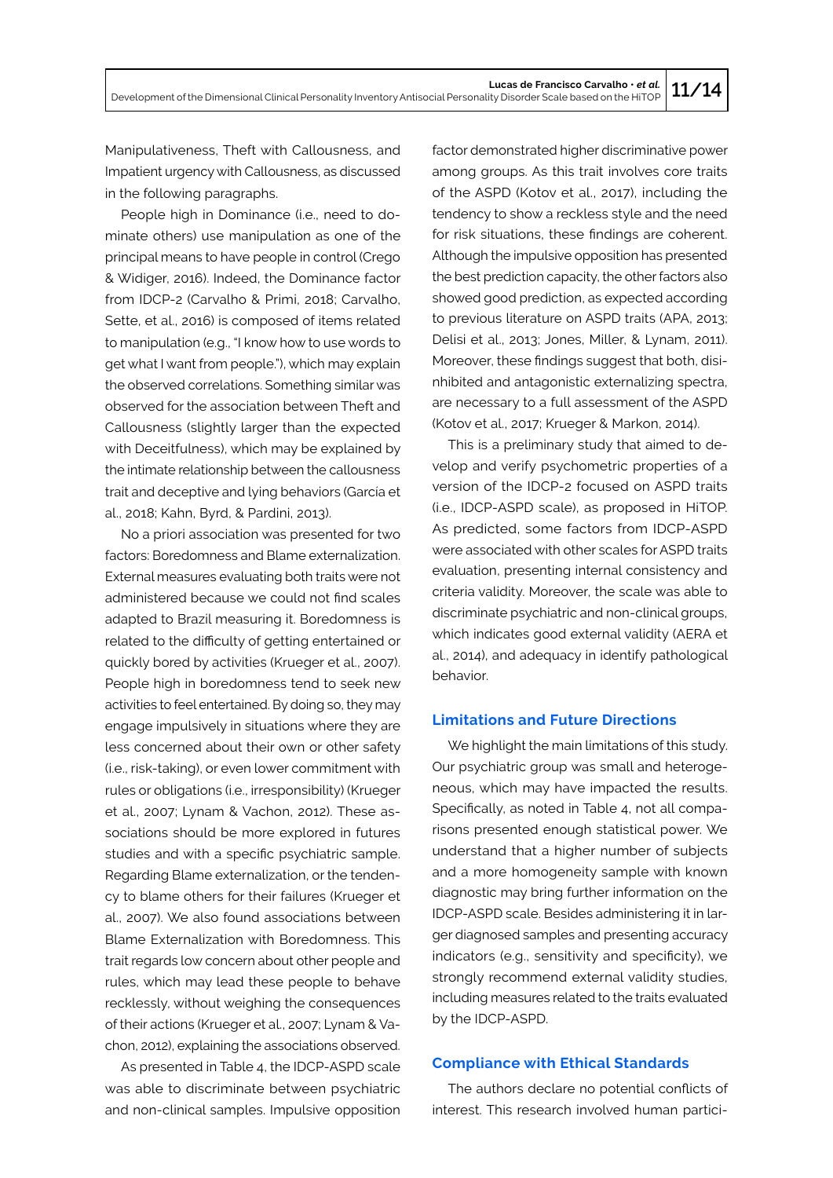Manipulativeness, Theft with Callousness, and Impatient urgency with Callousness, as discussed in the following paragraphs.

People high in Dominance (i.e., need to dominate others) use manipulation as one of the principal means to have people in control (Crego & Widiger, 2016). Indeed, the Dominance factor from IDCP-2 (Carvalho & Primi, 2018; Carvalho, Sette, et al., 2016) is composed of items related to manipulation (e.g., "I know how to use words to get what I want from people."), which may explain the observed correlations. Something similar was observed for the association between Theft and Callousness (slightly larger than the expected with Deceitfulness), which may be explained by the intimate relationship between the callousness trait and deceptive and lying behaviors (García et al., 2018; Kahn, Byrd, & Pardini, 2013).

No a priori association was presented for two factors: Boredomness and Blame externalization. External measures evaluating both traits were not administered because we could not find scales adapted to Brazil measuring it. Boredomness is related to the difficulty of getting entertained or quickly bored by activities (Krueger et al., 2007). People high in boredomness tend to seek new activities to feel entertained. By doing so, they may engage impulsively in situations where they are less concerned about their own or other safety (i.e., risk-taking), or even lower commitment with rules or obligations (i.e., irresponsibility) (Krueger et al., 2007; Lynam & Vachon, 2012). These associations should be more explored in futures studies and with a specific psychiatric sample. Regarding Blame externalization, or the tendency to blame others for their failures (Krueger et al., 2007). We also found associations between Blame Externalization with Boredomness. This trait regards low concern about other people and rules, which may lead these people to behave recklessly, without weighing the consequences of their actions (Krueger et al., 2007; Lynam & Vachon, 2012), explaining the associations observed.

As presented in Table 4, the IDCP-ASPD scale was able to discriminate between psychiatric and non-clinical samples. Impulsive opposition factor demonstrated higher discriminative power among groups. As this trait involves core traits of the ASPD (Kotov et al., 2017), including the tendency to show a reckless style and the need for risk situations, these findings are coherent. Although the impulsive opposition has presented the best prediction capacity, the other factors also showed good prediction, as expected according to previous literature on ASPD traits (APA, 2013; Delisi et al., 2013; Jones, Miller, & Lynam, 2011). Moreover, these findings suggest that both, disinhibited and antagonistic externalizing spectra, are necessary to a full assessment of the ASPD (Kotov et al., 2017; Krueger & Markon, 2014).

This is a preliminary study that aimed to develop and verify psychometric properties of a version of the IDCP-2 focused on ASPD traits (i.e., IDCP-ASPD scale), as proposed in HiTOP. As predicted, some factors from IDCP-ASPD were associated with other scales for ASPD traits evaluation, presenting internal consistency and criteria validity. Moreover, the scale was able to discriminate psychiatric and non-clinical groups, which indicates good external validity (AERA et al., 2014), and adequacy in identify pathological behavior.

## Limitations and Future Directions

We highlight the main limitations of this study. Our psychiatric group was small and heterogeneous, which may have impacted the results. Specifically, as noted in Table 4, not all comparisons presented enough statistical power. We understand that a higher number of subjects and a more homogeneity sample with known diagnostic may bring further information on the IDCP-ASPD scale. Besides administering it in larger diagnosed samples and presenting accuracy indicators (e.g., sensitivity and specificity), we strongly recommend external validity studies, including measures related to the traits evaluated by the IDCP-ASPD.

## Compliance with Ethical Standards

The authors declare no potential conflicts of interest. This research involved human partici-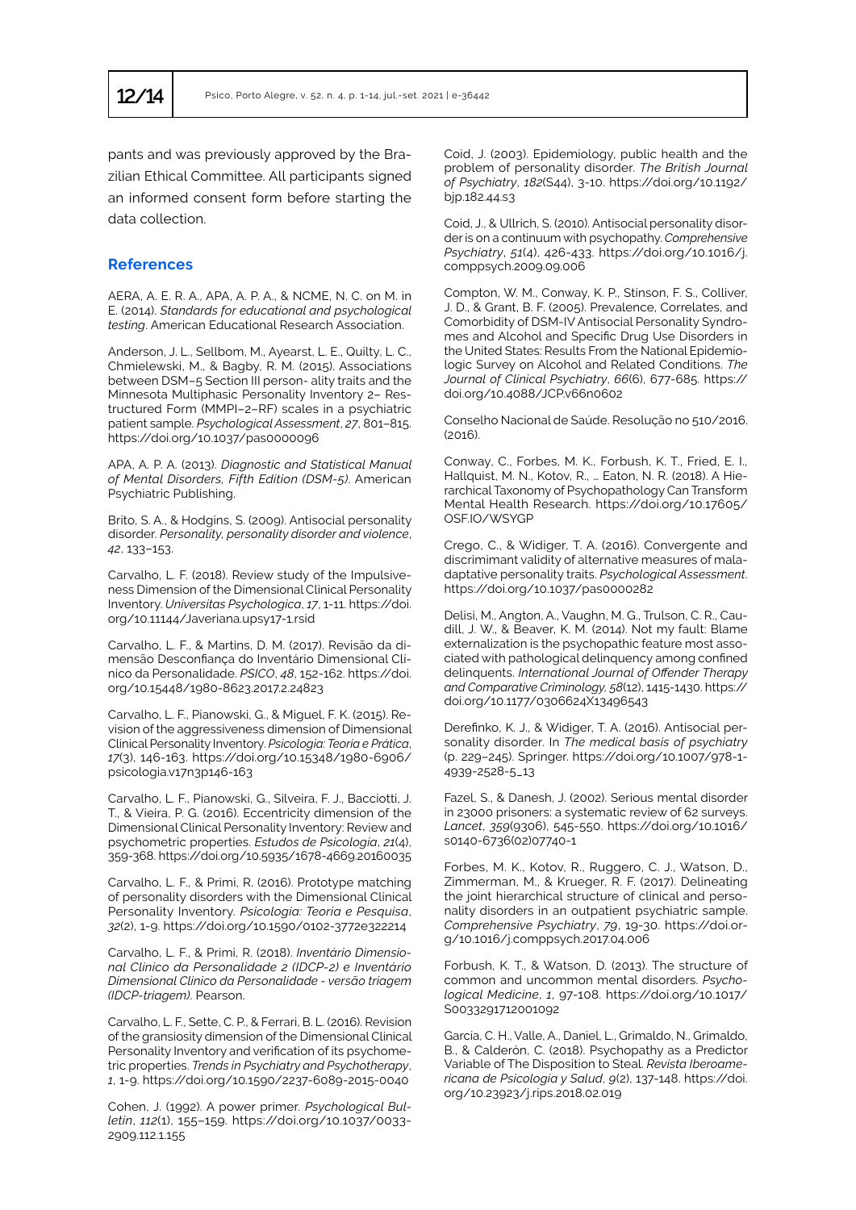pants and was previously approved by the Brazilian Ethical Committee. All participants signed an informed consent form before starting the data collection.

## References

AERA, A. E. R. A., APA, A. P. A., & NCME, N. C. on M. in E. (2014). *Standards for educational and psychological testing*. American Educational Research Association.

Anderson, J. L., Sellbom, M., Ayearst, L. E., Quilty, L. C., Chmielewski, M., & Bagby, R. M. (2015). Associations between DSM–5 Section III person- ality traits and the Minnesota Multiphasic Personality Inventory 2– Restructured Form (MMPI–2–RF) scales in a psychiatric patient sample. *Psychological Assessment*, *27*, 801–815. https://doi.org/10.1037/pas0000096

APA, A. P. A. (2013). *Diagnostic and Statistical Manual of Mental Disorders, Fifth Edition (DSM-5)*. American Psychiatric Publishing.

Brito, S. A., & Hodgins, S. (2009). Antisocial personality disorder. *Personality, personality disorder and violence*, *42*, 133–153.

Carvalho, L. F. (2018). Review study of the Impulsiveness Dimension of the Dimensional Clinical Personality Inventory. *Universitas Psychologica*, *17*, 1-11. https://doi.org/10.11144/Javeriana.upsy17-1.rsid

Carvalho, L. F., & Martins, D. M. (2017). Revisão da dimensão Desconfiança do Inventário Dimensional Clínico da Personalidade. *PSICO*, *48*, 152-162. https://doi.org/10.15448/1980-8623.2017.2.24823

Carvalho, L. F., Pianowski, G., & Miguel, F. K. (2015). Revision of the aggressiveness dimension of Dimensional Clinical Personality Inventory. *Psicologia: Teoria e Prática*, *17*(3), 146-163. https://doi.org/10.15348/1980-6906/psicologia.v17n3p146-163

Carvalho, L. F., Pianowski, G., Silveira, F. J., Bacciotti, J. T., & Vieira, P. G. (2016). Eccentricity dimension of the Dimensional Clinical Personality Inventory: Review and psychometric properties. *Estudos de Psicologia*, *21*(4), 359-368. https://doi.org/10.5935/1678-4669.20160035

Carvalho, L. F., & Primi, R. (2016). Prototype matching of personality disorders with the Dimensional Clinical Personality Inventory. *Psicologia: Teoria e Pesquisa*, *32*(2), 1-9. https://doi.org/10.1590/0102-3772e322214

Carvalho, L. F., & Primi, R. (2018). *Inventário Dimensional Clinico da Personalidade 2 (IDCP-2) e Inventário Dimensional Clinico da Personalidade - versão triagem (IDCP-triagem)*. Pearson.

Carvalho, L. F., Sette, C. P., & Ferrari, B. L. (2016). Revision of the granisiosity dimension of the Dimensional Clinical Personality Inventory and verification of its psychometric properties. *Trends in Psychiatry and Psychotherapy*, *1*, 1-9. https://doi.org/10.1590/2237-6089-2015-0040

Cohen, J. (1992). A power primer. *Psychological Bulletin*, *112*(1), 155–159. https://doi.org/10.1037/0033-2909.112.1.155

Coid, J. (2003). Epidemiology, public health and the problem of personality disorder. *The British Journal of Psychiatry*, *182*(S44), 3-10. https://doi.org/10.1192/bjp.182.44.s3

Coid, J., & Ullrich, S. (2010). Antisocial personality disorder is on a continuum with psychopathy. *Comprehensive Psychiatry*, *51*(4), 426-433. https://doi.org/10.1016/j.comppsych.2009.09.006

Compton, W. M., Conway, K. P., Stinson, F. S., Colliver, J. D., & Grant, B. F. (2005). Prevalence, Correlates, and Comorbidity of DSM-IV Antisocial Personality Syndromes and Alcohol and Specific Drug Use Disorders in the United States: Results From the National Epidemiologic Survey on Alcohol and Related Conditions. *The Journal of Clinical Psychiatry*, *66*(6), 677-685. https://doi.org/10.4088/JCP.v66n0602

Conselho Nacional de Saúde. Resolução no 510/2016. (2016).

Conway, C., Forbes, M. K., Forbush, K. T., Fried, E. I., Hallquist, M. N., Kotov, R., … Eaton, N. R. (2018). A Hierarchical Taxonomy of Psychopathology Can Transform Mental Health Research. https://doi.org/10.17605/OSF.IO/WSYGP

Crego, C., & Widiger, T. A. (2016). Convergente and discrimimant validity of alternative measures of maladaptive personality traits. *Psychological Assessment*. https://doi.org/10.1037/pas0000282

Delisi, M., Angton, A., Vaughn, M. G., Trulson, C. R., Caudill, J. W., & Beaver, K. M. (2014). Not my fault: Blame externalization is the psychopathic feature most associated with pathological delinquency among confined delinquents. *International Journal of Offender Therapy and Comparative Criminology, 58*(12), 1415-1430. https://doi.org/10.1177/0306624X13496543

Derefinko, K. J., & Widiger, T. A. (2016). Antisocial personality disorder. In *The medical basis of psychiatry* (p. 229–245). Springer. https://doi.org/10.1007/978-1-4939-2528-5_13

Fazel, S., & Danesh, J. (2002). Serious mental disorder in 23000 prisoners: a systematic review of 62 surveys. *Lancet*, *359*(9306), 545-550. https://doi.org/10.1016/s0140-6736(02)07740-1

Forbes, M. K., Kotov, R., Ruggero, C. J., Watson, D., Zimmerman, M., & Krueger, R. F. (2017). Delineating the joint hierarchical structure of clinical and personality disorders in an outpatient psychiatric sample. *Comprehensive Psychiatry*, *79*, 19-30. https://doi.org/10.1016/j.comppsych.2017.04.006

Forbush, K. T., & Watson, D. (2013). The structure of common and uncommon mental disorders. *Psychological Medicine*, *1*, 97-108. https://doi.org/10.1017/S0033291712001092

Garcia, C. H., Valle, A., Daniel, L., Grimaldo, N., Grimaldo, B., & Calderón, C. (2018). Psychopathy as a Predictor Variable of The Disposition to Steal. *Revista Iberoamericana de Psicologia y Salud*, *9*(2), 137-148. https://doi.org/10.23923/j.rips.2018.02.019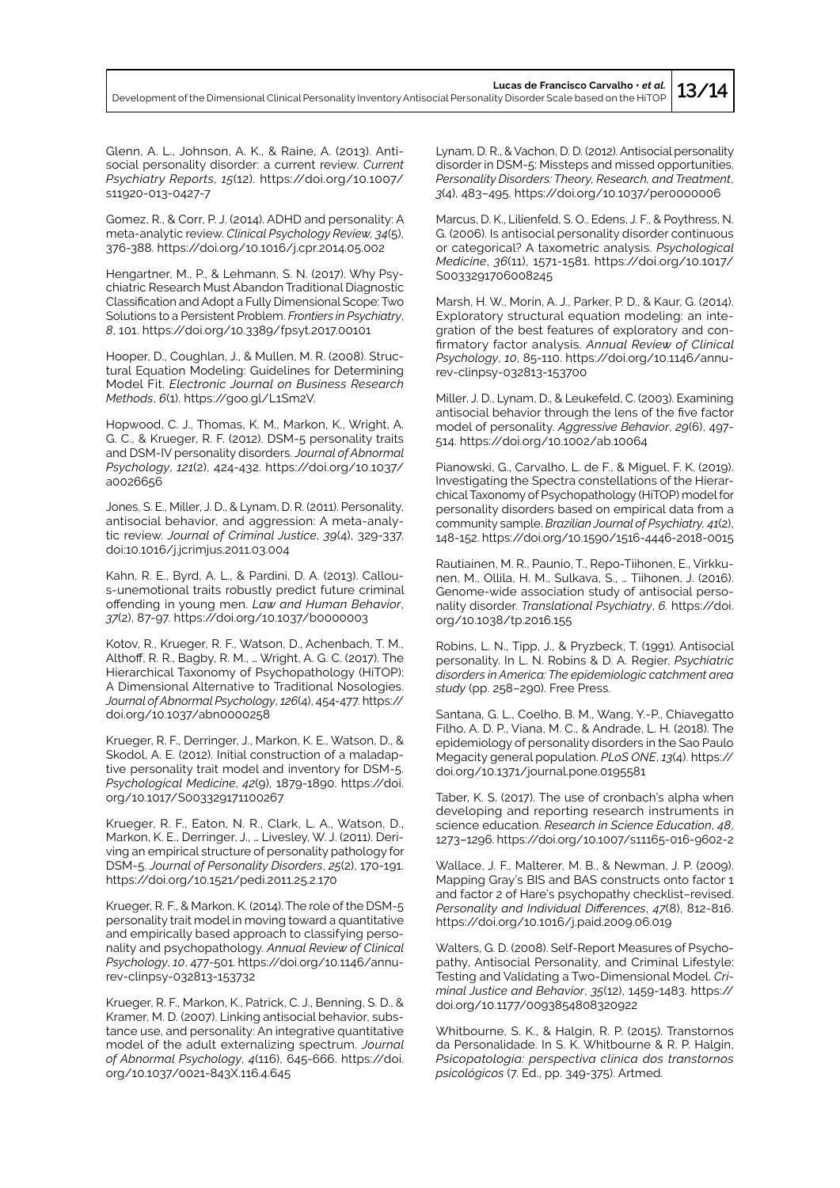Glenn, A. L., Johnson, A. K., & Raine, A. (2013). Antisocial personality disorder: a current review. *Current Psychiatry Reports*, *15*(12). https://doi.org/10.1007/s11920-013-0427-7

Gomez, R., & Corr, P. J. (2014). ADHD and personality: A meta-analytic review. *Clinical Psychology Review, 34*(5), 376-388. https://doi.org/10.1016/j.cpr.2014.05.002

Hengartner, M., P., & Lehmann, S. N. (2017). Why Psychiatric Research Must Abandon Traditional Diagnostic Classification and Adopt a Fully Dimensional Scope: Two Solutions to a Persistent Problem. *Frontiers in Psychiatry*, *8*, 101. https://doi.org/10.3389/fpsyt.2017.00101

Hooper, D., Coughlan, J., & Mullen, M. R. (2008). Structural Equation Modeling: Guidelines for Determining Model Fit. *Electronic Journal on Business Research Methods*, *6*(1). https://goo.gl/L1Sm2V.

Hopwood, C. J., Thomas, K. M., Markon, K., Wright, A. G. C., & Krueger, R. F. (2012). DSM-5 personality traits and DSM-IV personality disorders. *Journal of Abnormal Psychology*, *121*(2), 424-432. https://doi.org/10.1037/a0026656

Jones, S. E., Miller, J. D., & Lynam, D. R. (2011). Personality, antisocial behavior, and aggression: A meta-analytic review. *Journal of Criminal Justice*, *39*(4), 329-337. doi:10.1016/j.jcrimjus.2011.03.004

Kahn, R. E., Byrd, A. L., & Pardini, D. A. (2013). Callous-unemotional traits robustly predict future criminal offending in young men. *Law and Human Behavior*, *37*(2), 87-97. https://doi.org/10.1037/b0000003

Kotov, R., Krueger, R. F., Watson, D., Achenbach, T. M., Althoff, R. R., Bagby, R. M., … Wright, A. G. C. (2017). The Hierarchical Taxonomy of Psychopathology (HiTOP): A Dimensional Alternative to Traditional Nosologies. *Journal of Abnormal Psychology*, *126*(4), 454-477. https://doi.org/10.1037/abn0000258

Krueger, R. F., Derringer, J., Markon, K. E., Watson, D., & Skodol, A. E. (2012). Initial construction of a maladaptive personality trait model and inventory for DSM-5. *Psychological Medicine*, *42*(9), 1879-1890. https://doi.org/10.1017/S003329171100267

Krueger, R. F., Eaton, N. R., Clark, L. A., Watson, D., Markon, K. E., Derringer, J., … Livesley, W. J. (2011). Deriving an empirical structure of personality pathology for DSM-5. *Journal of Personality Disorders*, *25*(2), 170-191. https://doi.org/10.1521/pedi.2011.25.2.170

Krueger, R. F., & Markon, K. (2014). The role of the DSM-5 personality trait model in moving toward a quantitative and empirically based approach to classifying personality and psychopathology. *Annual Review of Clinical Psychology*, *10*, 477-501. https://doi.org/10.1146/annurev-clinpsy-032813-153732

Krueger, R. F., Markon, K., Patrick, C. J., Benning, S. D., & Kramer, M. D. (2007). Linking antisocial behavior, substance use, and personality: An integrative quantitative model of the adult externalizing spectrum. *Journal of Abnormal Psychology*, *4*(116), 645-666. https://doi.org/10.1037/0021-843X.116.4.645

Lynam, D. R., & Vachon, D. D. (2012). Antisocial personality disorder in DSM-5: Missteps and missed opportunities. *Personality Disorders: Theory, Research, and Treatment*, *3*(4), 483–495. https://doi.org/10.1037/per0000006

Marcus, D. K., Lilienfeld, S. O., Edens, J. F., & Poythress, N. G. (2006). Is antisocial personality disorder continuous or categorical? A taxometric analysis. *Psychological Medicine*, *36*(11), 1571-1581. https://doi.org/10.1017/S0033291706008245

Marsh, H. W., Morin, A. J., Parker, P. D., & Kaur, G. (2014). Exploratory structural equation modeling: an integration of the best features of exploratory and confirmatory factor analysis. *Annual Review of Clinical Psychology*, *10*, 85-110. https://doi.org/10.1146/annurev-clinpsy-032813-153700

Miller, J. D., Lynam, D., & Leukefeld, C. (2003). Examining antisocial behavior through the lens of the five factor model of personality. *Aggressive Behavior*, *29*(6), 497-514. https://doi.org/10.1002/ab.10064

Pianowski, G., Carvalho, L. de F., & Miguel, F. K. (2019). Investigating the Spectra constellations of the Hierarchical Taxonomy of Psychopathology (HiTOP) model for personality disorders based on empirical data from a community sample. *Brazilian Journal of Psychiatry, 41*(2), 148-152. https://doi.org/10.1590/1516-4446-2018-0015

Rautiainen, M. R., Paunio, T., Repo-Tiihonen, E., Virkkunen, M., Ollila, H. M., Sulkava, S., … Tiihonen, J. (2016). Genome-wide association study of antisocial personality disorder. *Translational Psychiatry*, *6*. https://doi.org/10.1038/tp.2016.155

Robins, L. N., Tipp, J., & Pryzbeck, T. (1991). Antisocial personality. In L. N. Robins & D. A. Regier, *Psychiatric disorders in America: The epidemiologic catchment area study* (pp. 258–290). Free Press.

Santana, G. L., Coelho, B. M., Wang, Y.-P., Chiavegatto Filho, A. D. P., Viana, M. C., & Andrade, L. H. (2018). The epidemiology of personality disorders in the Sao Paulo Megacity general population. *PLoS ONE*, *13*(4). https://doi.org/10.1371/journal.pone.0195581

Taber, K. S. (2017). The use of cronbach's alpha when developing and reporting research instruments in science education. *Research in Science Education*, *48*, 1273–1296. https://doi.org/10.1007/s11165-016-9602-2

Wallace, J. F., Malterer, M. B., & Newman, J. P. (2009). Mapping Gray's BIS and BAS constructs onto factor 1 and factor 2 of Hare's psychopathy checklist–revised. *Personality and Individual Differences*, *47*(8), 812-816. https://doi.org/10.1016/j.paid.2009.06.019

Walters, G. D. (2008). Self-Report Measures of Psychopathy, Antisocial Personality, and Criminal Lifestyle: Testing and Validating a Two-Dimensional Model. *Criminal Justice and Behavior*, *35*(12), 1459-1483. https://doi.org/10.1177/0093854808320922

Whitbourne, S. K., & Halgin, R. P. (2015). Transtornos da Personalidade. In S. K. Whitbourne & R. P. Halgin, *Psicopatologia: perspectiva clínica dos transtornos psicológicos* (7. Ed., pp. 349-375). Artmed.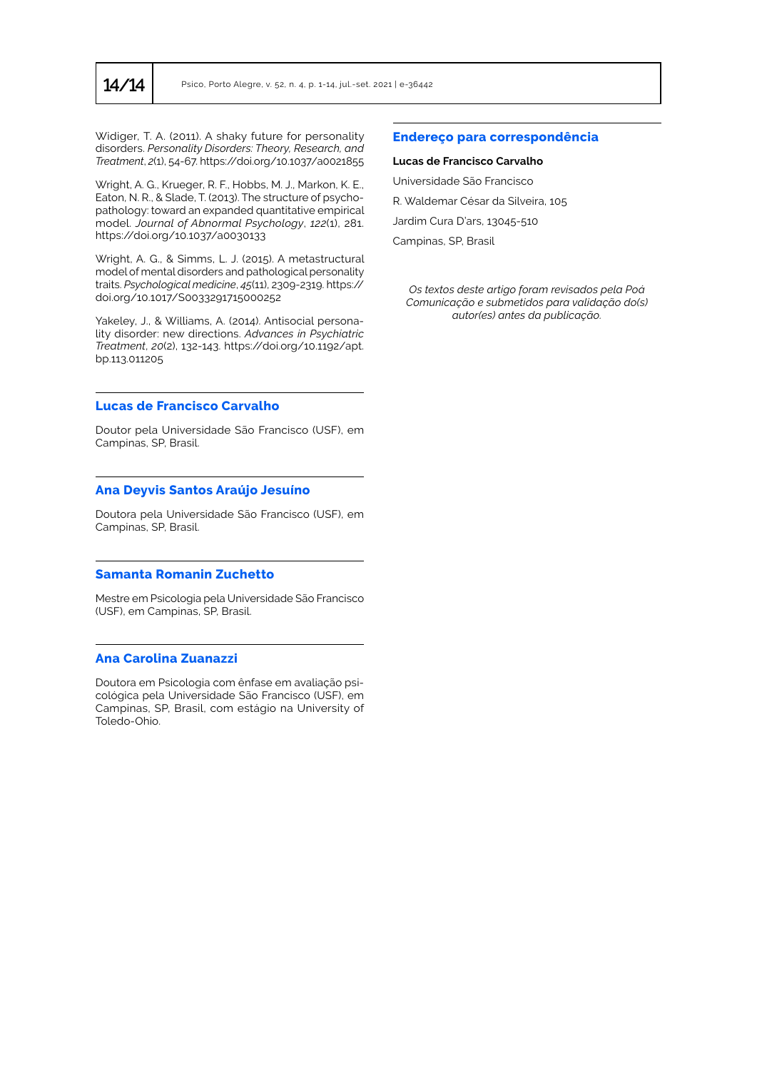Widiger, T. A. (2011). A shaky future for personality disorders. *Personality Disorders: Theory, Research, and Treatment*, *2*(1), 54-67. https://doi.org/10.1037/a0021855

Wright, A. G., Krueger, R. F., Hobbs, M. J., Markon, K. E., Eaton, N. R., & Slade, T. (2013). The structure of psychopathology: toward an expanded quantitative empirical model. *Journal of Abnormal Psychology*, *122*(1), 281. https://doi.org/10.1037/a0030133

Wright, A. G., & Simms, L. J. (2015). A metastructural model of mental disorders and pathological personality traits. *Psychological medicine*, *45*(11), 2309-2319. https://doi.org/10.1017/S0033291715000252

Yakeley, J., & Williams, A. (2014). Antisocial personality disorder: new directions. *Advances in Psychiatric Treatment*, *20*(2), 132-143. https://doi.org/10.1192/apt.bp.113.011205

## Lucas de Francisco Carvalho

Doutor pela Universidade São Francisco (USF), em Campinas, SP, Brasil.

## Ana Deyvis Santos Araújo Jesuíno

Doutora pela Universidade São Francisco (USF), em Campinas, SP, Brasil.

## Samanta Romanin Zuchetto

Mestre em Psicologia pela Universidade São Francisco (USF), em Campinas, SP, Brasil.

## Ana Carolina Zuanazzi

Doutora em Psicologia com ênfase em avaliação psicológica pela Universidade São Francisco (USF), em Campinas, SP, Brasil, com estágio na University of Toledo-Ohio.

## Endereço para correspondência

**Lucas de Francisco Carvalho**

Universidade São Francisco

R. Waldemar César da Silveira, 105

Jardim Cura D'ars, 13045-510

Campinas, SP, Brasil

*Os textos deste artigo foram revisados pela Poá Comunicação e submetidos para validação do(s) autor(es) antes da publicação.*